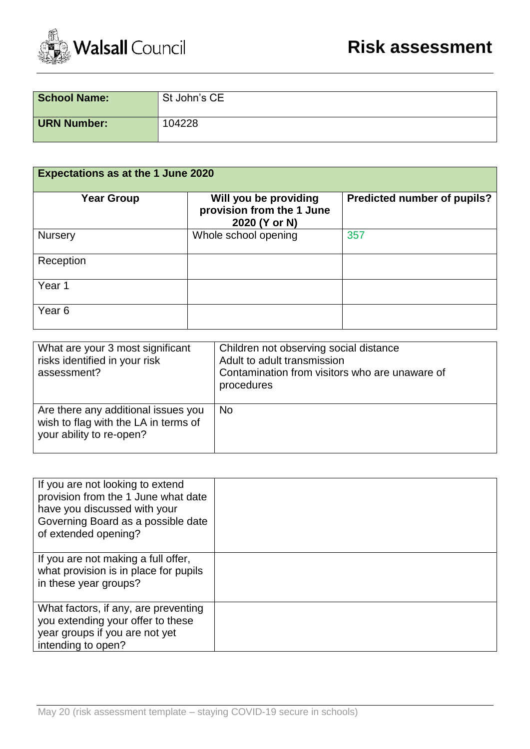Walsall Council

# Risk assessment

| School Name: | St John's CE |
|---|---|
| URN Number: | 104228 |

| Expectations as at the 1 June 2020 | | |
|---|---|---|
| **Year Group** | **Will you be providing provision from the 1 June 2020 (Y or N)** | **Predicted number of pupils?** |
| Nursery | Whole school opening | 357 |
| Reception | | |
| Year 1 | | |
| Year 6 | | |

| | |
|---|---|
| What are your 3 most significant risks identified in your risk assessment? | Children not observing social distance<br>Adult to adult transmission<br>Contamination from visitors who are unaware of procedures |
| Are there any additional issues you wish to flag with the LA in terms of your ability to re-open? | No |

| | |
|---|---|
| If you are not looking to extend provision from the 1 June what date have you discussed with your Governing Board as a possible date of extended opening? | |
| If you are not making a full offer, what provision is in place for pupils in these year groups? | |
| What factors, if any, are preventing you extending your offer to these year groups if you are not yet intending to open? | |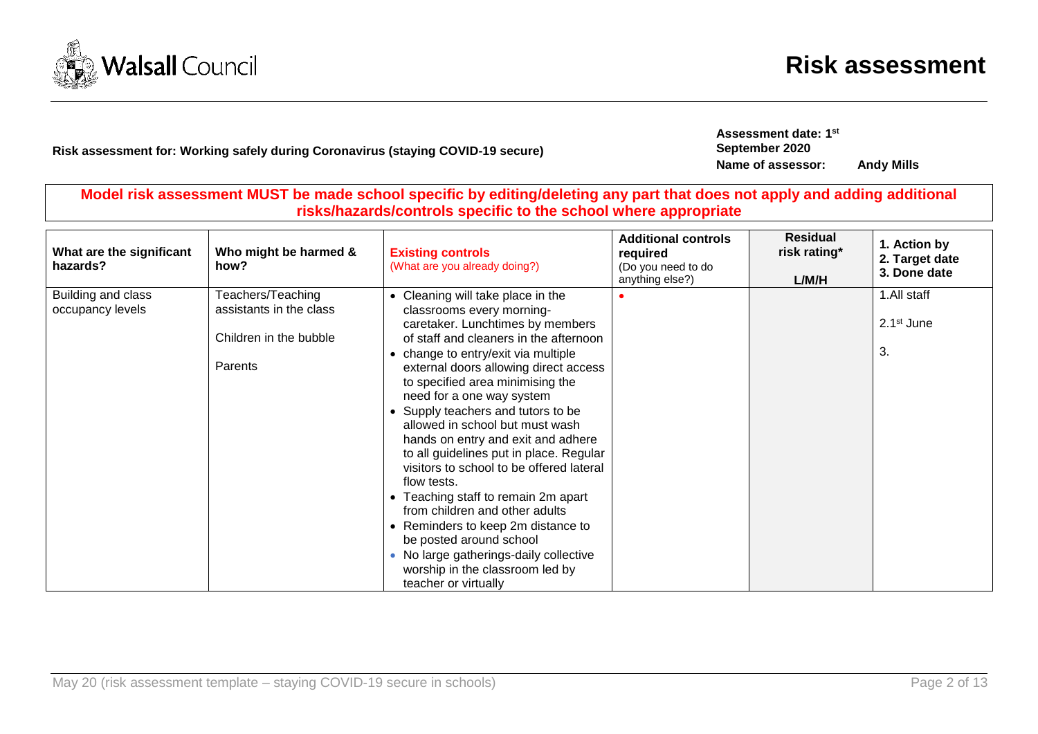# Risk assessment

**Risk assessment for: Working safely during Coronavirus (staying COVID-19 secure)**

**Assessment date: 1st September 2020**

**Name of assessor: Andy Mills**

**Model risk assessment MUST be made school specific by editing/deleting any part that does not apply and adding additional risks/hazards/controls specific to the school where appropriate**

| What are the significant hazards? | Who might be harmed & how? | **Existing controls** (What are you already doing?) | **Additional controls required** (Do you need to do anything else?) | **Residual risk rating*** L/M/H | 1. Action by 2. Target date 3. Done date |
|---|---|---|---|---|---|
| Building and class occupancy levels | Teachers/Teaching assistants in the class<br><br>Children in the bubble<br><br>Parents | • Cleaning will take place in the classrooms every morning- caretaker. Lunchtimes by members of staff and cleaners in the afternoon<br>• change to entry/exit via multiple external doors allowing direct access to specified area minimising the need for a one way system<br>• Supply teachers and tutors to be allowed in school but must wash hands on entry and exit and adhere to all guidelines put in place. Regular visitors to school to be offered lateral flow tests.<br>• Teaching staff to remain 2m apart from children and other adults<br>• Reminders to keep 2m distance to be posted around school<br>• No large gatherings-daily collective worship in the classroom led by teacher or virtually | • | | 1. All staff<br><br>2. 1st June<br><br>3. |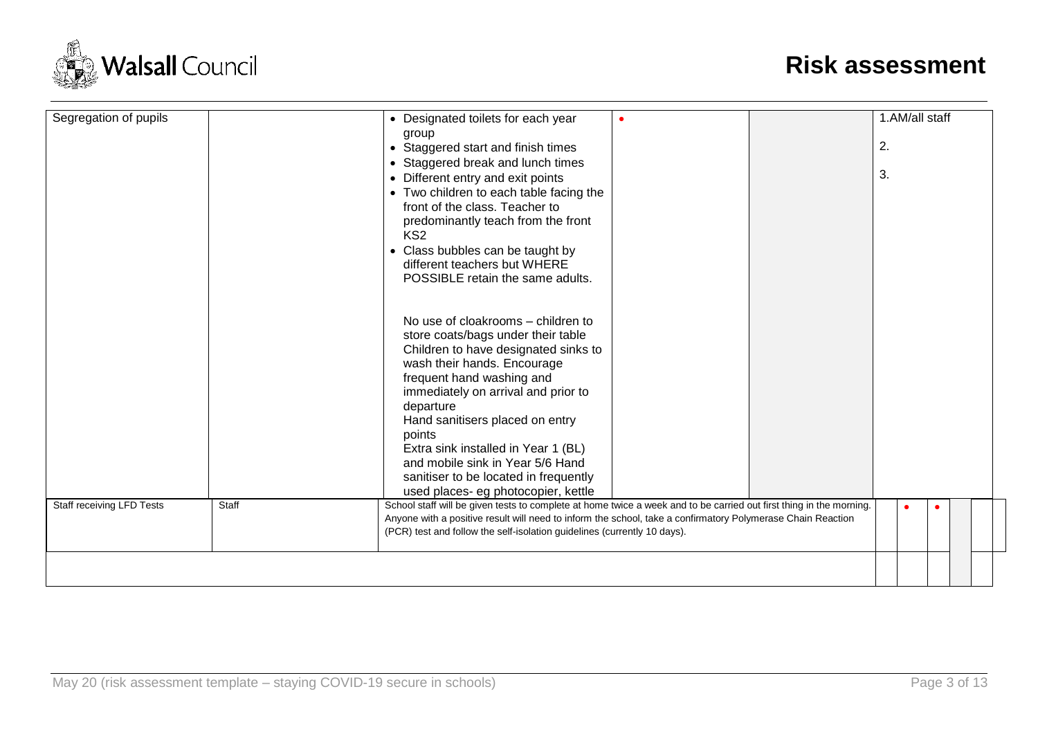| | | | | | |
|---|---|---|---|---|---|
| Segregation of pupils | | • Designated toilets for each year group<br>• Staggered start and finish times<br>• Staggered break and lunch times<br>• Different entry and exit points<br>• Two children to each table facing the front of the class. Teacher to predominantly teach from the front KS2<br>• Class bubbles can be taught by different teachers but WHERE POSSIBLE retain the same adults.<br><br>No use of cloakrooms – children to store coats/bags under their table<br>Children to have designated sinks to wash their hands. Encourage frequent hand washing and immediately on arrival and prior to departure<br>Hand sanitisers placed on entry points<br>Extra sink installed in Year 1 (BL) and mobile sink in Year 5/6 Hand sanitiser to be located in frequently used places- eg photocopier, kettle | • | | 1.AM/all staff<br>2.<br>3. |
| Staff receiving LFD Tests | Staff | School staff will be given tests to complete at home twice a week and to be carried out first thing in the morning. Anyone with a positive result will need to inform the school, take a confirmatory Polymerase Chain Reaction (PCR) test and follow the self-isolation guidelines (currently 10 days). | • | • | |
| | | | | | |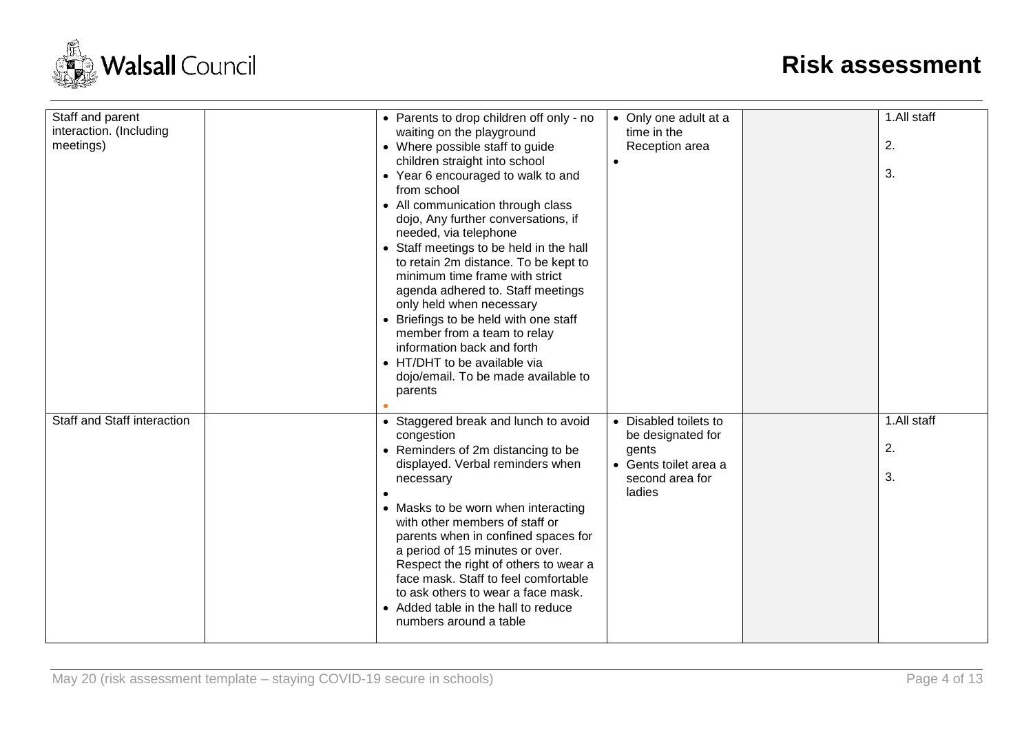# Risk assessment

| | | | | | |
|---|---|---|---|---|---|
| Staff and parent interaction. (Including meetings) | | • Parents to drop children off only - no waiting on the playground<br>• Where possible staff to guide children straight into school<br>• Year 6 encouraged to walk to and from school<br>• All communication through class dojo, Any further conversations, if needed, via telephone<br>• Staff meetings to be held in the hall to retain 2m distance. To be kept to minimum time frame with strict agenda adhered to. Staff meetings only held when necessary<br>• Briefings to be held with one staff member from a team to relay information back and forth<br>• HT/DHT to be available via dojo/email. To be made available to parents<br>• | • Only one adult at a time in the Reception area<br>• | | 1.All staff<br>2.<br>3. |
| Staff and Staff interaction | | • Staggered break and lunch to avoid congestion<br>• Reminders of 2m distancing to be displayed. Verbal reminders when necessary<br>•<br>• Masks to be worn when interacting with other members of staff or parents when in confined spaces for a period of 15 minutes or over. Respect the right of others to wear a face mask. Staff to feel comfortable to ask others to wear a face mask.<br>• Added table in the hall to reduce numbers around a table | • Disabled toilets to be designated for gents<br>• Gents toilet area a second area for ladies | | 1.All staff<br>2.<br>3. |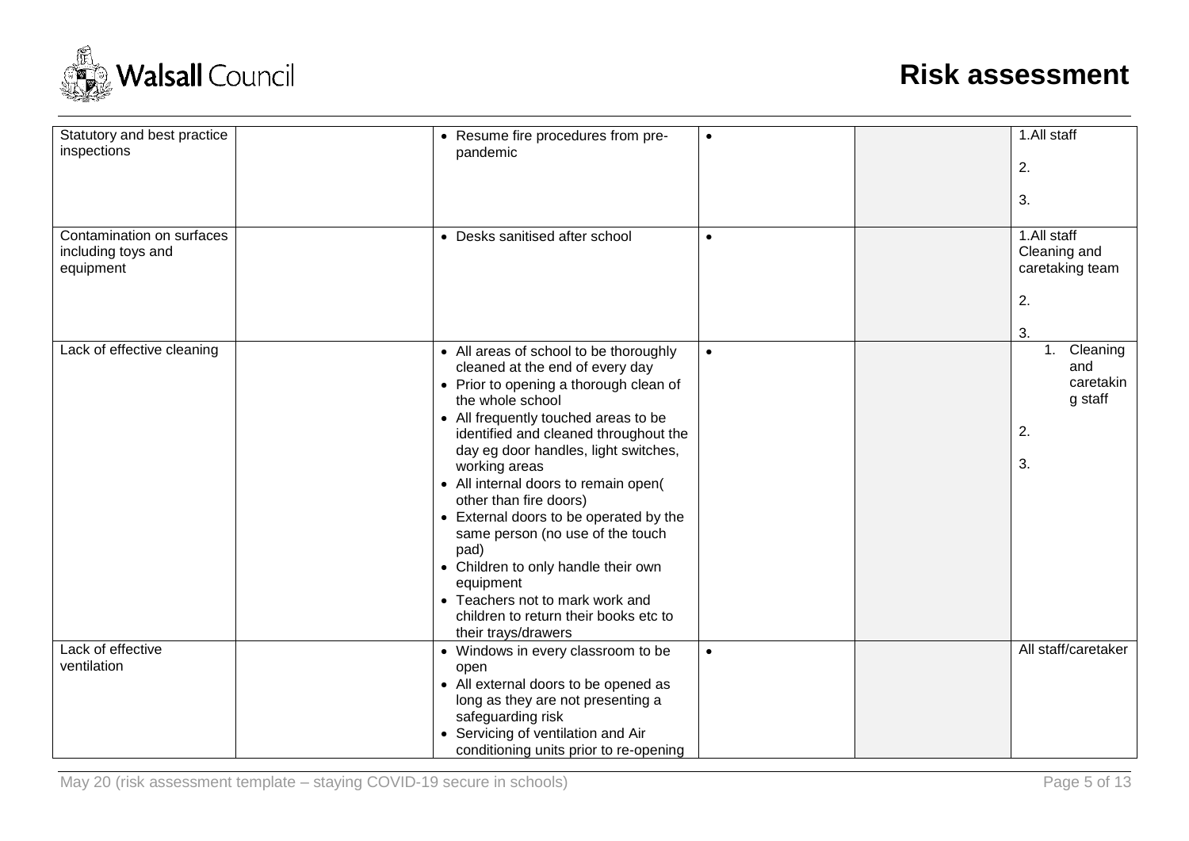| Statutory and best practice inspections | | • Resume fire procedures from pre-pandemic | • | | 1.All staff<br><br>2.<br><br>3. |
|---|---|---|---|---|---|
| Contamination on surfaces including toys and equipment | | • Desks sanitised after school | • | | 1.All staff Cleaning and caretaking team<br><br>2.<br><br>3. |
| Lack of effective cleaning | | • All areas of school to be thoroughly cleaned at the end of every day<br>• Prior to opening a thorough clean of the whole school<br>• All frequently touched areas to be identified and cleaned throughout the day eg door handles, light switches, working areas<br>• All internal doors to remain open( other than fire doors)<br>• External doors to be operated by the same person (no use of the touch pad)<br>• Children to only handle their own equipment<br>• Teachers not to mark work and children to return their books etc to their trays/drawers | • | | 1. Cleaning and caretaking staff<br><br>2.<br><br>3. |
| Lack of effective ventilation | | • Windows in every classroom to be open<br>• All external doors to be opened as long as they are not presenting a safeguarding risk<br>• Servicing of ventilation and Air conditioning units prior to re-opening | • | | All staff/caretaker |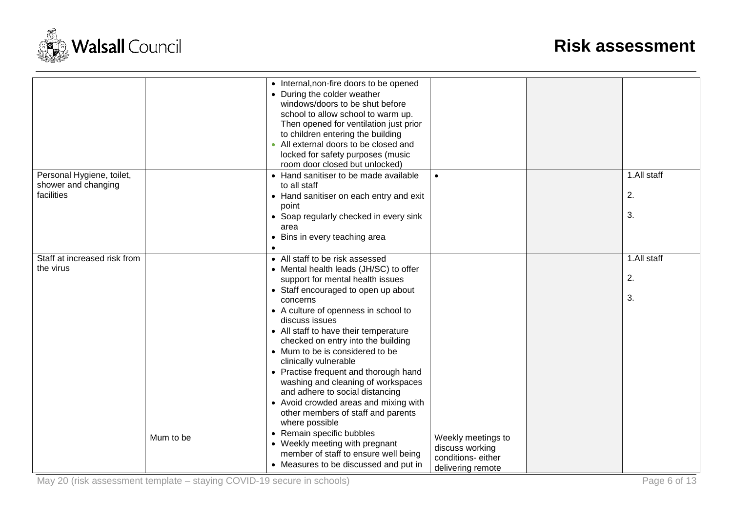| | | | | | |
|---|---|---|---|---|---|
| | | • Internal,non-fire doors to be opened<br>• During the colder weather windows/doors to be shut before school to allow school to warm up. Then opened for ventilation just prior to children entering the building<br>• All external doors to be closed and locked for safety purposes (music room door closed but unlocked) | | | |
| Personal Hygiene, toilet, shower and changing facilities | | • Hand sanitiser to be made available to all staff<br>• Hand sanitiser on each entry and exit point<br>• Soap regularly checked in every sink area<br>• Bins in every teaching area<br>• | • | | 1.All staff<br>2.<br>3. |
| Staff at increased risk from the virus | Mum to be | • All staff to be risk assessed<br>• Mental health leads (JH/SC) to offer support for mental health issues<br>• Staff encouraged to open up about concerns<br>• A culture of openness in school to discuss issues<br>• All staff to have their temperature checked on entry into the building<br>• Mum to be is considered to be clinically vulnerable<br>• Practise frequent and thorough hand washing and cleaning of workspaces and adhere to social distancing<br>• Avoid crowded areas and mixing with other members of staff and parents where possible<br>• Remain specific bubbles<br>• Weekly meeting with pregnant member of staff to ensure well being<br>• Measures to be discussed and put in | Weekly meetings to discuss working conditions- either delivering remote | | 1.All staff<br>2.<br>3. |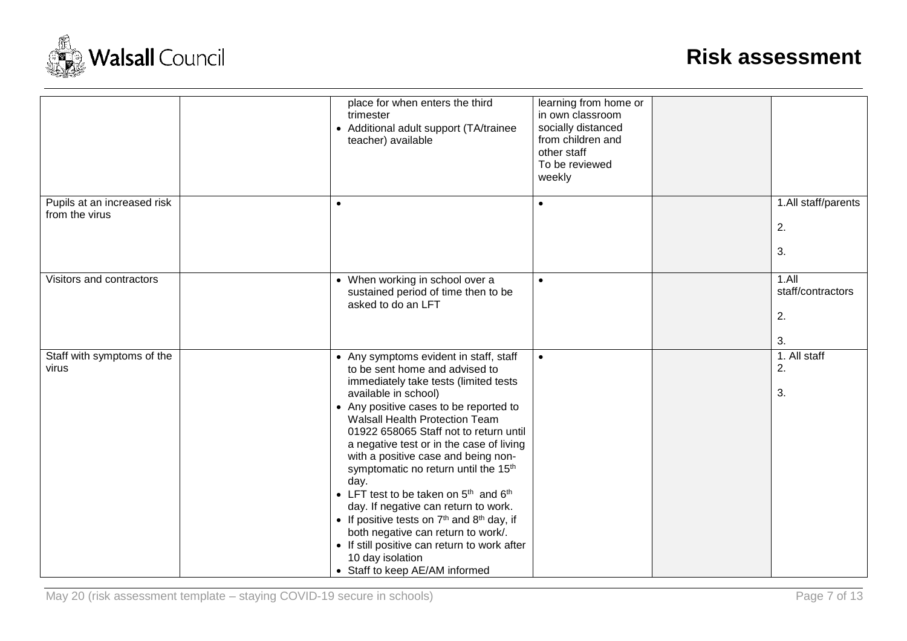| | | | | | |
|---|---|---|---|---|---|
| | | place for when enters the third trimester<br>• Additional adult support (TA/trainee teacher) available | learning from home or in own classroom socially distanced from children and other staff<br>To be reviewed weekly | | |
| Pupils at an increased risk from the virus | | • | • | | 1.All staff/parents<br>2.<br>3. |
| Visitors and contractors | | • When working in school over a sustained period of time then to be asked to do an LFT | • | | 1.All staff/contractors<br>2.<br>3. |
| Staff with symptoms of the virus | | • Any symptoms evident in staff, staff to be sent home and advised to immediately take tests (limited tests available in school)<br>• Any positive cases to be reported to Walsall Health Protection Team 01922 658065 Staff not to return until a negative test or in the case of living with a positive case and being non-symptomatic no return until the 15th day.<br>• LFT test to be taken on 5th and 6th day. If negative can return to work.<br>• If positive tests on 7th and 8th day, if both negative can return to work/.<br>• If still positive can return to work after 10 day isolation<br>• Staff to keep AE/AM informed | • | | 1. All staff<br>2.<br>3. |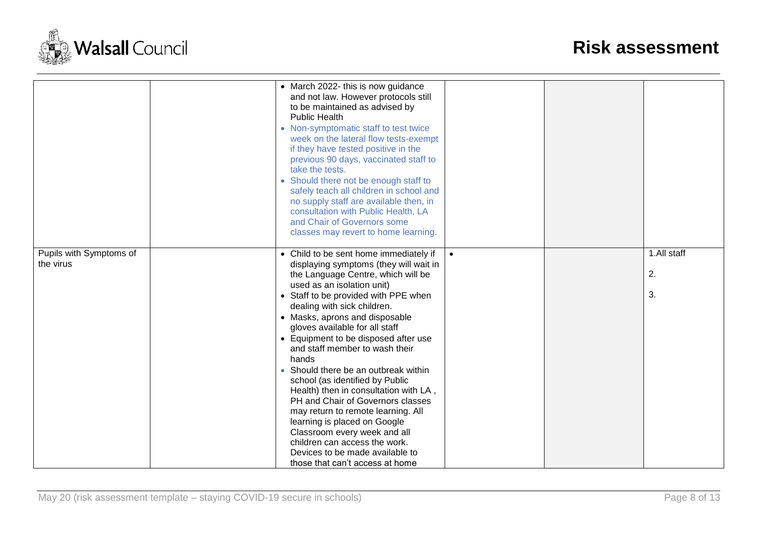| | | | | | |
|---|---|---|---|---|---|
| | | • March 2022- this is now guidance and not law. However protocols still to be maintained as advised by Public Health<br>• Non-symptomatic staff to test twice week on the lateral flow tests-exempt if they have tested positive in the previous 90 days, vaccinated staff to take the tests.<br>• Should there not be enough staff to safely teach all children in school and no supply staff are available then, in consultation with Public Health, LA and Chair of Governors some classes may revert to home learning. | | | |
| Pupils with Symptoms of the virus | | • Child to be sent home immediately if displaying symptoms (they will wait in the Language Centre, which will be used as an isolation unit)<br>• Staff to be provided with PPE when dealing with sick children.<br>• Masks, aprons and disposable gloves available for all staff<br>• Equipment to be disposed after use and staff member to wash their hands<br>• Should there be an outbreak within school (as identified by Public Health) then in consultation with LA , PH and Chair of Governors classes may return to remote learning. All learning is placed on Google Classroom every week and all children can access the work. Devices to be made available to those that can't access at home | • | | 1.All staff<br>2.<br>3. |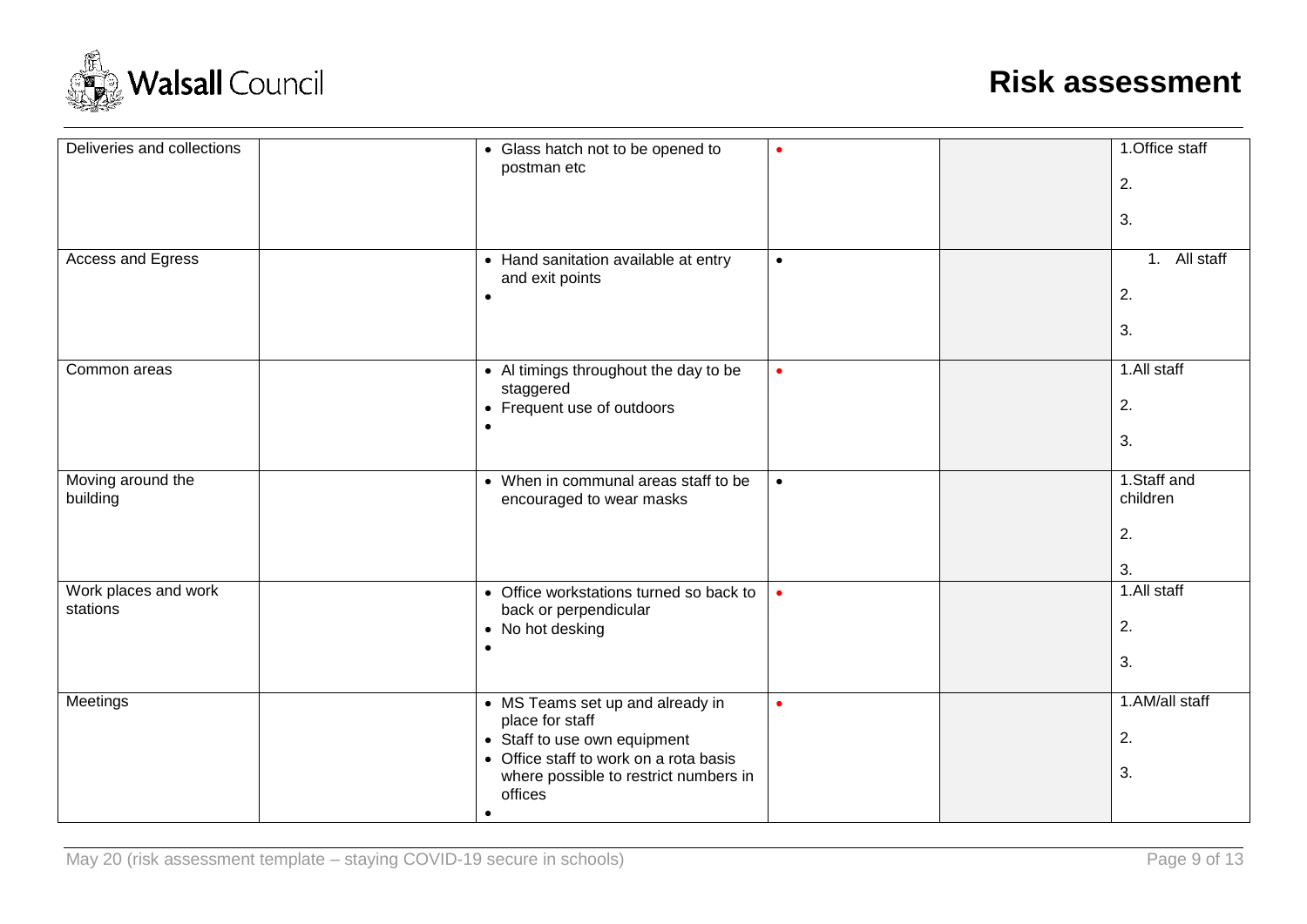| Deliveries and collections | | • Glass hatch not to be opened to postman etc | • | | 1.Office staff<br>2.<br>3. |
|---|---|---|---|---|---|
| Access and Egress | | • Hand sanitation available at entry and exit points<br>• | • | | 1. All staff<br>2.<br>3. |
| Common areas | | • Al timings throughout the day to be staggered<br>• Frequent use of outdoors<br>• | • | | 1.All staff<br>2.<br>3. |
| Moving around the building | | • When in communal areas staff to be encouraged to wear masks | • | | 1.Staff and children<br>2.<br>3. |
| Work places and work stations | | • Office workstations turned so back to back or perpendicular<br>• No hot desking<br>• | • | | 1.All staff<br>2.<br>3. |
| Meetings | | • MS Teams set up and already in place for staff<br>• Staff to use own equipment<br>• Office staff to work on a rota basis where possible to restrict numbers in offices<br>• | • | | 1.AM/all staff<br>2.<br>3. |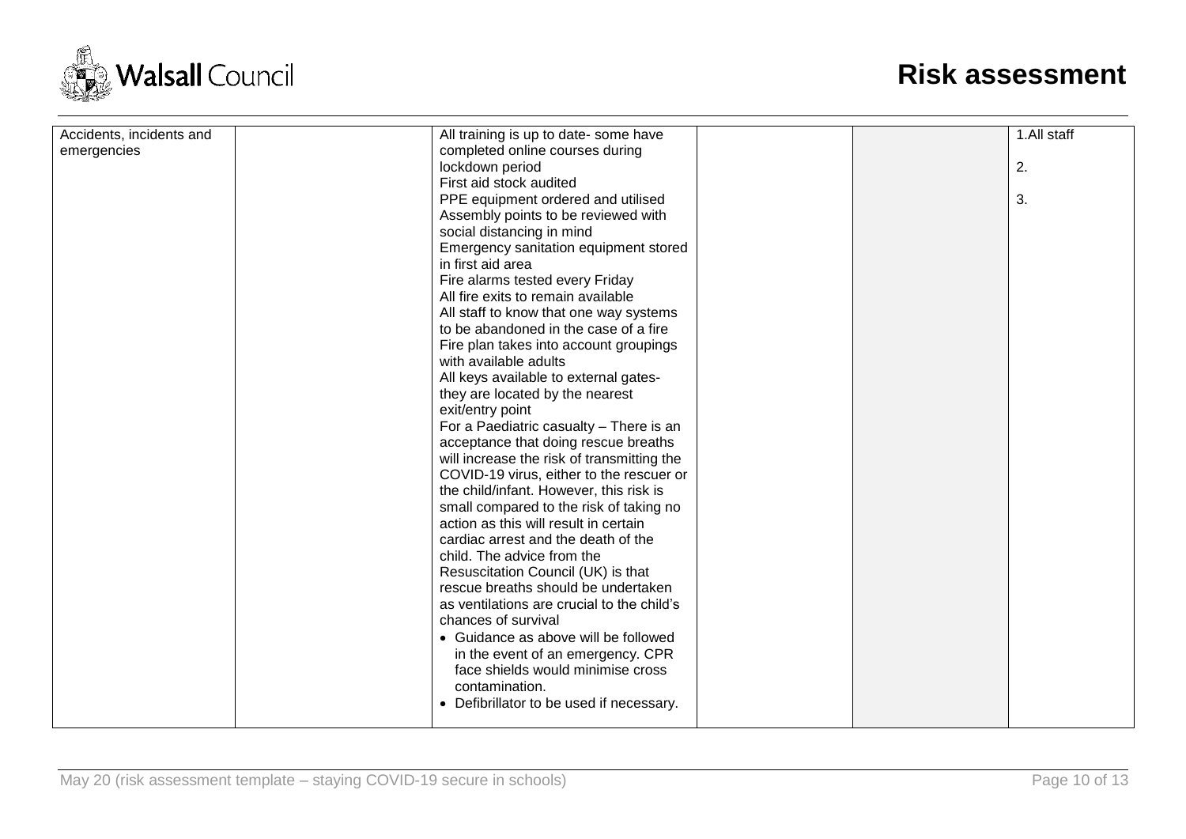| | | | | | |
|---|---|---|---|---|---|
| Accidents, incidents and emergencies | | All training is up to date- some have completed online courses during lockdown period<br>First aid stock audited<br>PPE equipment ordered and utilised<br>Assembly points to be reviewed with social distancing in mind<br>Emergency sanitation equipment stored in first aid area<br>Fire alarms tested every Friday<br>All fire exits to remain available<br>All staff to know that one way systems to be abandoned in the case of a fire<br>Fire plan takes into account groupings with available adults<br>All keys available to external gates- they are located by the nearest exit/entry point<br>For a Paediatric casualty – There is an acceptance that doing rescue breaths will increase the risk of transmitting the COVID-19 virus, either to the rescuer or the child/infant. However, this risk is small compared to the risk of taking no action as this will result in certain cardiac arrest and the death of the child. The advice from the Resuscitation Council (UK) is that rescue breaths should be undertaken as ventilations are crucial to the child's chances of survival<br>• Guidance as above will be followed in the event of an emergency. CPR face shields would minimise cross contamination.<br>• Defibrillator to be used if necessary. | | | 1.All staff<br><br>2.<br><br>3. |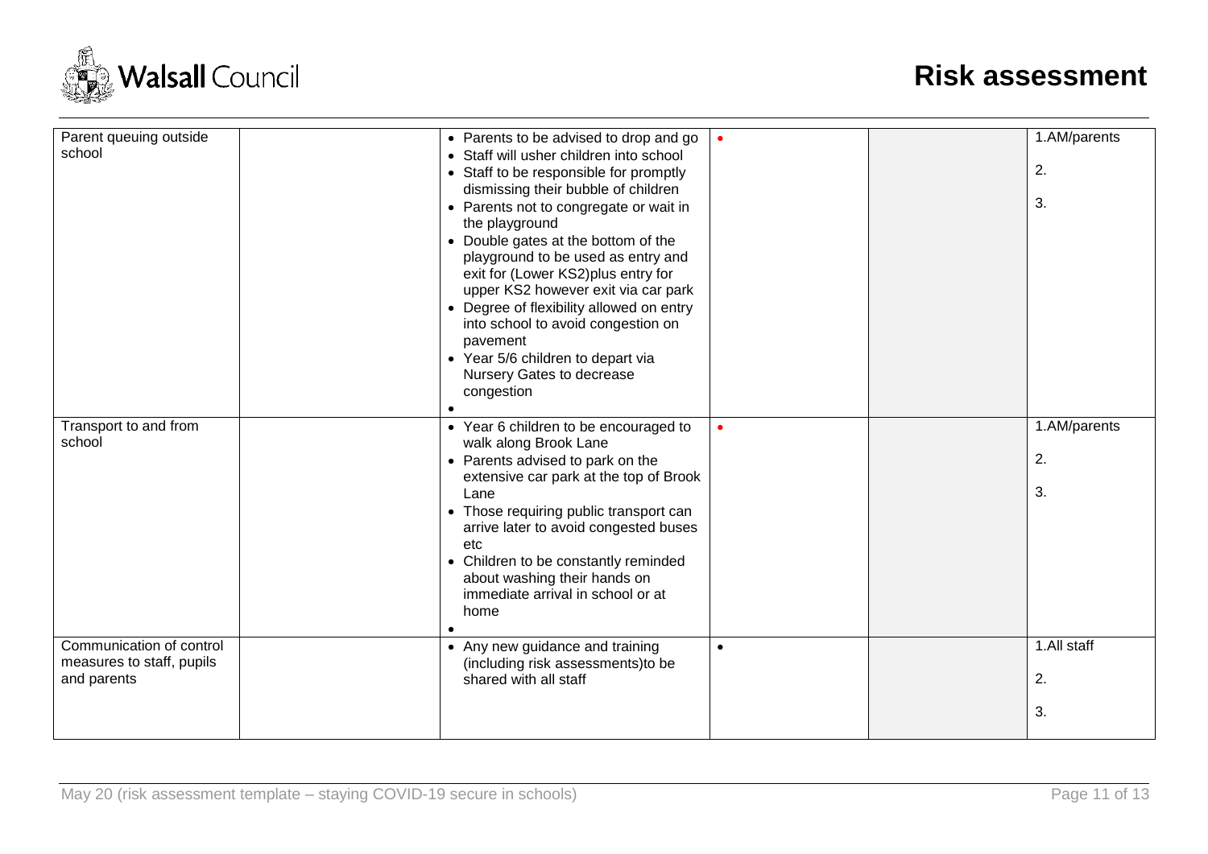| | | | | | |
|---|---|---|---|---|---|
| Parent queuing outside school | | • Parents to be advised to drop and go<br>• Staff will usher children into school<br>• Staff to be responsible for promptly dismissing their bubble of children<br>• Parents not to congregate or wait in the playground<br>• Double gates at the bottom of the playground to be used as entry and exit for (Lower KS2)plus entry for upper KS2 however exit via car park<br>• Degree of flexibility allowed on entry into school to avoid congestion on pavement<br>• Year 5/6 children to depart via Nursery Gates to decrease congestion<br>• | • | | 1.AM/parents<br>2.<br>3. |
| Transport to and from school | | • Year 6 children to be encouraged to walk along Brook Lane<br>• Parents advised to park on the extensive car park at the top of Brook Lane<br>• Those requiring public transport can arrive later to avoid congested buses etc<br>• Children to be constantly reminded about washing their hands on immediate arrival in school or at home<br>• | • | | 1.AM/parents<br>2.<br>3. |
| Communication of control measures to staff, pupils and parents | | • Any new guidance and training (including risk assessments)to be shared with all staff | • | | 1.All staff<br>2.<br>3. |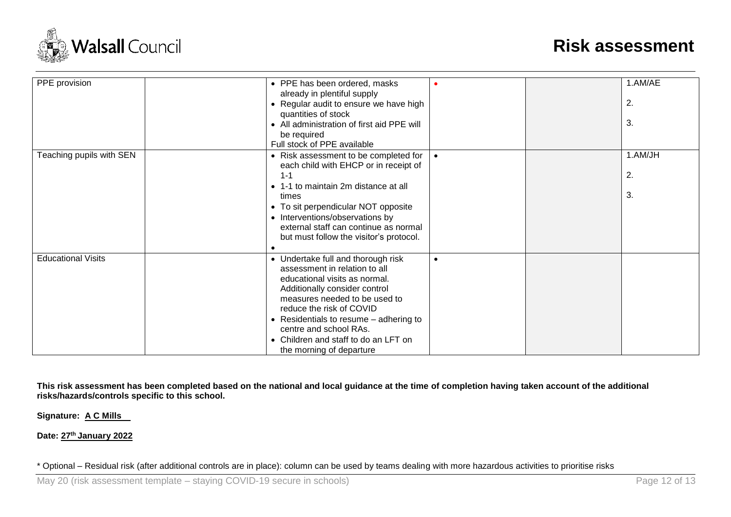| PPE provision | | • PPE has been ordered, masks already in plentiful supply<br>• Regular audit to ensure we have high quantities of stock<br>• All administration of first aid PPE will be required<br>Full stock of PPE available | • | | 1.AM/AE<br>2.<br>3. |
|---|---|---|---|---|---|
| Teaching pupils with SEN | | • Risk assessment to be completed for each child with EHCP or in receipt of 1-1<br>• 1-1 to maintain 2m distance at all times<br>• To sit perpendicular NOT opposite<br>• Interventions/observations by external staff can continue as normal but must follow the visitor's protocol.<br>• | • | | 1.AM/JH<br>2.<br>3. |
| Educational Visits | | • Undertake full and thorough risk assessment in relation to all educational visits as normal. Additionally consider control measures needed to be used to reduce the risk of COVID<br>• Residentials to resume – adhering to centre and school RAs.<br>• Children and staff to do an LFT on the morning of departure | • | | |

**This risk assessment has been completed based on the national and local guidance at the time of completion having taken account of the additional risks/hazards/controls specific to this school.**

**Signature: A C Mills**

**Date: 27th January 2022**

* Optional – Residual risk (after additional controls are in place): column can be used by teams dealing with more hazardous activities to prioritise risks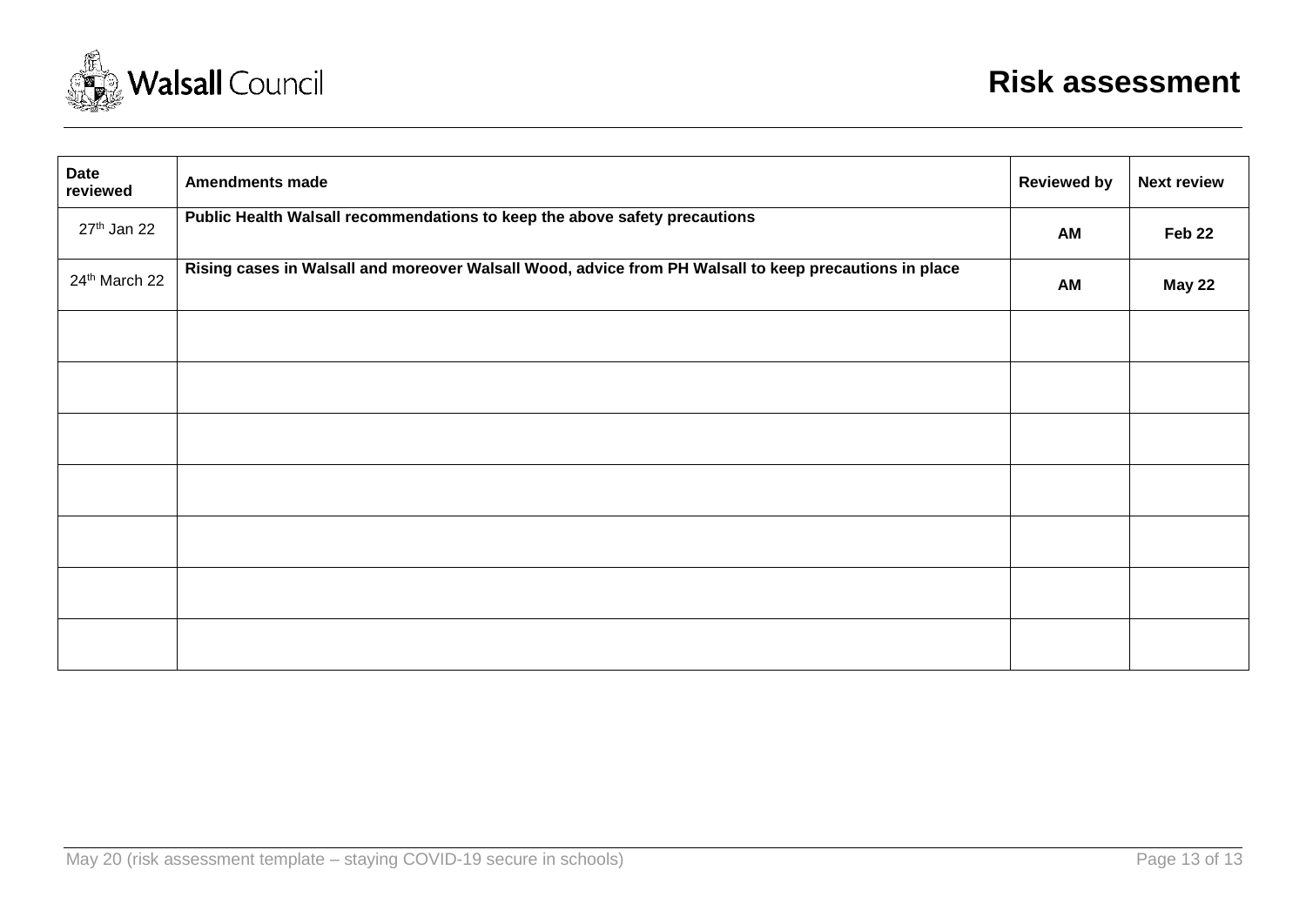| Date reviewed | Amendments made | Reviewed by | Next review |
|---|---|---|---|
| 27th Jan 22 | **Public Health Walsall recommendations to keep the above safety precautions** | **AM** | **Feb 22** |
| 24th March 22 | **Rising cases in Walsall and moreover Walsall Wood, advice from PH Walsall to keep precautions in place** | **AM** | **May 22** |
| | | | |
| | | | |
| | | | |
| | | | |
| | | | |
| | | | |
| | | | |